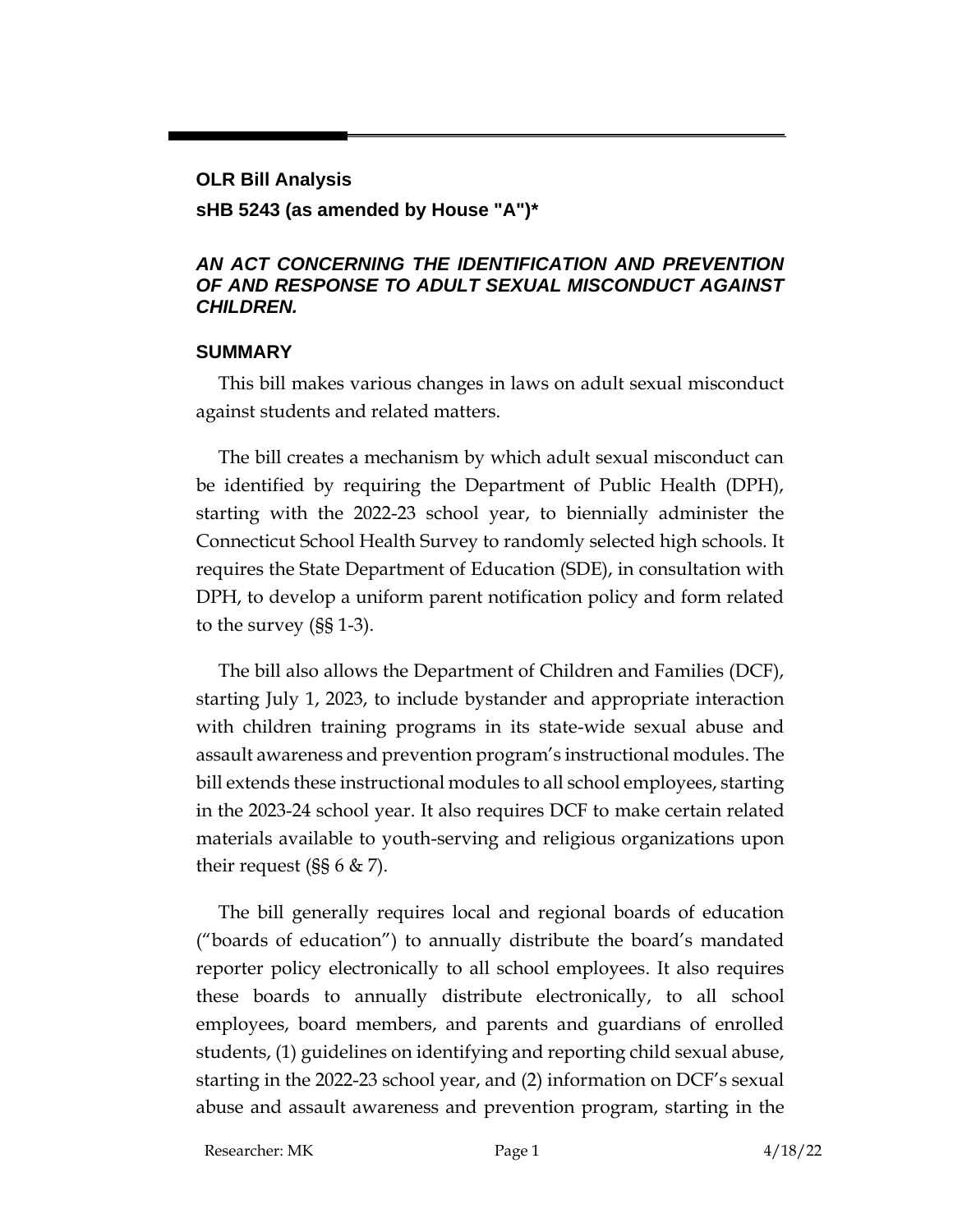**OLR Bill Analysis**

**sHB 5243 (as amended by House "A")***

***AN ACT CONCERNING THE IDENTIFICATION AND PREVENTION OF AND RESPONSE TO ADULT SEXUAL MISCONDUCT AGAINST CHILDREN.***

## SUMMARY

This bill makes various changes in laws on adult sexual misconduct against students and related matters.

The bill creates a mechanism by which adult sexual misconduct can be identified by requiring the Department of Public Health (DPH), starting with the 2022-23 school year, to biennially administer the Connecticut School Health Survey to randomly selected high schools. It requires the State Department of Education (SDE), in consultation with DPH, to develop a uniform parent notification policy and form related to the survey (§§ 1-3).

The bill also allows the Department of Children and Families (DCF), starting July 1, 2023, to include bystander and appropriate interaction with children training programs in its state-wide sexual abuse and assault awareness and prevention program's instructional modules. The bill extends these instructional modules to all school employees, starting in the 2023-24 school year. It also requires DCF to make certain related materials available to youth-serving and religious organizations upon their request (§§ 6 & 7).

The bill generally requires local and regional boards of education ("boards of education") to annually distribute the board's mandated reporter policy electronically to all school employees. It also requires these boards to annually distribute electronically, to all school employees, board members, and parents and guardians of enrolled students, (1) guidelines on identifying and reporting child sexual abuse, starting in the 2022-23 school year, and (2) information on DCF's sexual abuse and assault awareness and prevention program, starting in the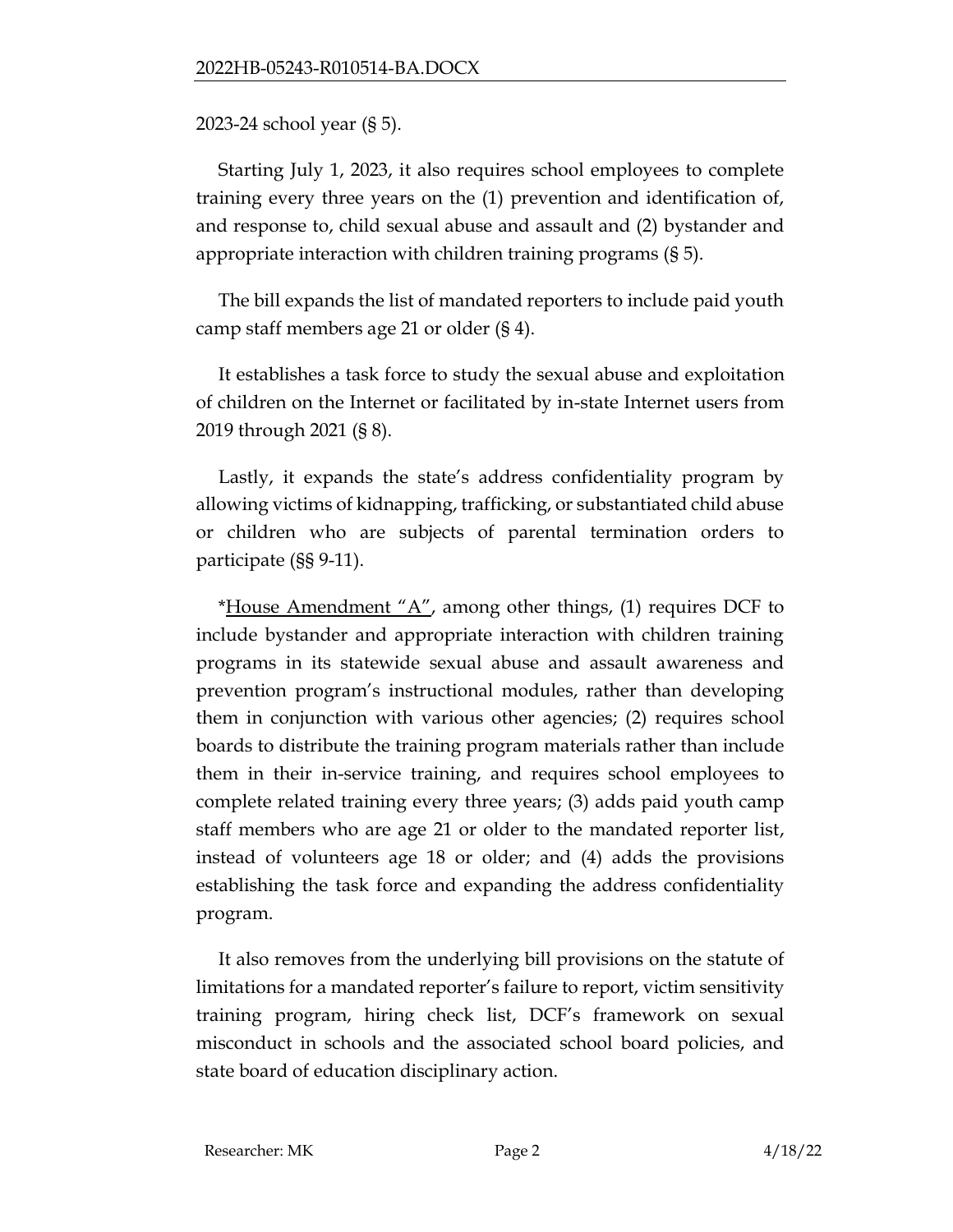2023-24 school year (§ 5).

Starting July 1, 2023, it also requires school employees to complete training every three years on the (1) prevention and identification of, and response to, child sexual abuse and assault and (2) bystander and appropriate interaction with children training programs (§ 5).

The bill expands the list of mandated reporters to include paid youth camp staff members age 21 or older (§ 4).

It establishes a task force to study the sexual abuse and exploitation of children on the Internet or facilitated by in-state Internet users from 2019 through 2021 (§ 8).

Lastly, it expands the state's address confidentiality program by allowing victims of kidnapping, trafficking, or substantiated child abuse or children who are subjects of parental termination orders to participate (§§ 9-11).

*House Amendment "A", among other things, (1) requires DCF to include bystander and appropriate interaction with children training programs in its statewide sexual abuse and assault awareness and prevention program's instructional modules, rather than developing them in conjunction with various other agencies; (2) requires school boards to distribute the training program materials rather than include them in their in-service training, and requires school employees to complete related training every three years; (3) adds paid youth camp staff members who are age 21 or older to the mandated reporter list, instead of volunteers age 18 or older; and (4) adds the provisions establishing the task force and expanding the address confidentiality program.

It also removes from the underlying bill provisions on the statute of limitations for a mandated reporter's failure to report, victim sensitivity training program, hiring check list, DCF's framework on sexual misconduct in schools and the associated school board policies, and state board of education disciplinary action.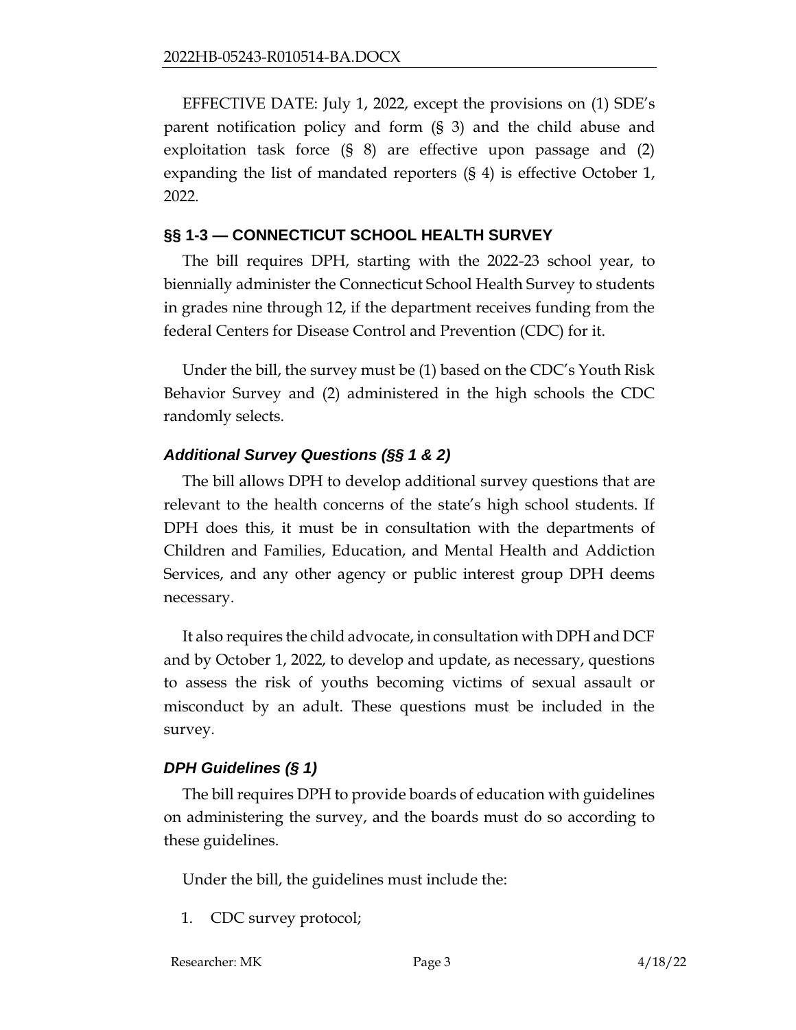EFFECTIVE DATE: July 1, 2022, except the provisions on (1) SDE's parent notification policy and form (§ 3) and the child abuse and exploitation task force (§ 8) are effective upon passage and (2) expanding the list of mandated reporters (§ 4) is effective October 1, 2022.

## §§ 1-3 — CONNECTICUT SCHOOL HEALTH SURVEY

The bill requires DPH, starting with the 2022-23 school year, to biennially administer the Connecticut School Health Survey to students in grades nine through 12, if the department receives funding from the federal Centers for Disease Control and Prevention (CDC) for it.

Under the bill, the survey must be (1) based on the CDC's Youth Risk Behavior Survey and (2) administered in the high schools the CDC randomly selects.

### *Additional Survey Questions (§§ 1 & 2)*

The bill allows DPH to develop additional survey questions that are relevant to the health concerns of the state's high school students. If DPH does this, it must be in consultation with the departments of Children and Families, Education, and Mental Health and Addiction Services, and any other agency or public interest group DPH deems necessary.

It also requires the child advocate, in consultation with DPH and DCF and by October 1, 2022, to develop and update, as necessary, questions to assess the risk of youths becoming victims of sexual assault or misconduct by an adult. These questions must be included in the survey.

### *DPH Guidelines (§ 1)*

The bill requires DPH to provide boards of education with guidelines on administering the survey, and the boards must do so according to these guidelines.

Under the bill, the guidelines must include the:

1. CDC survey protocol;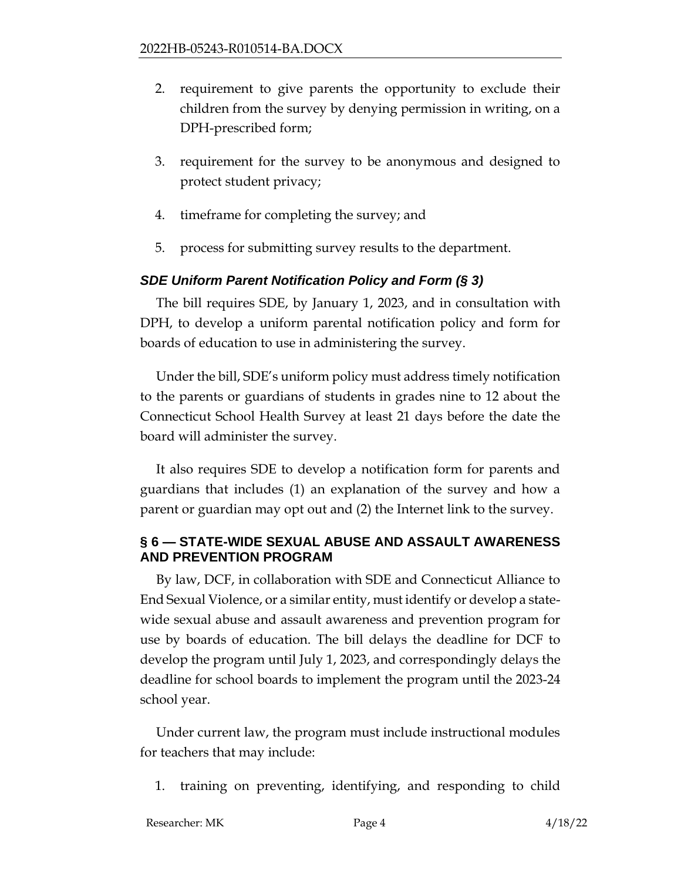2. requirement to give parents the opportunity to exclude their children from the survey by denying permission in writing, on a DPH-prescribed form;
3. requirement for the survey to be anonymous and designed to protect student privacy;
4. timeframe for completing the survey; and
5. process for submitting survey results to the department.

### *SDE Uniform Parent Notification Policy and Form (§ 3)*

The bill requires SDE, by January 1, 2023, and in consultation with DPH, to develop a uniform parental notification policy and form for boards of education to use in administering the survey.

Under the bill, SDE's uniform policy must address timely notification to the parents or guardians of students in grades nine to 12 about the Connecticut School Health Survey at least 21 days before the date the board will administer the survey.

It also requires SDE to develop a notification form for parents and guardians that includes (1) an explanation of the survey and how a parent or guardian may opt out and (2) the Internet link to the survey.

## § 6 — STATE-WIDE SEXUAL ABUSE AND ASSAULT AWARENESS AND PREVENTION PROGRAM

By law, DCF, in collaboration with SDE and Connecticut Alliance to End Sexual Violence, or a similar entity, must identify or develop a state-wide sexual abuse and assault awareness and prevention program for use by boards of education. The bill delays the deadline for DCF to develop the program until July 1, 2023, and correspondingly delays the deadline for school boards to implement the program until the 2023-24 school year.

Under current law, the program must include instructional modules for teachers that may include:

1. training on preventing, identifying, and responding to child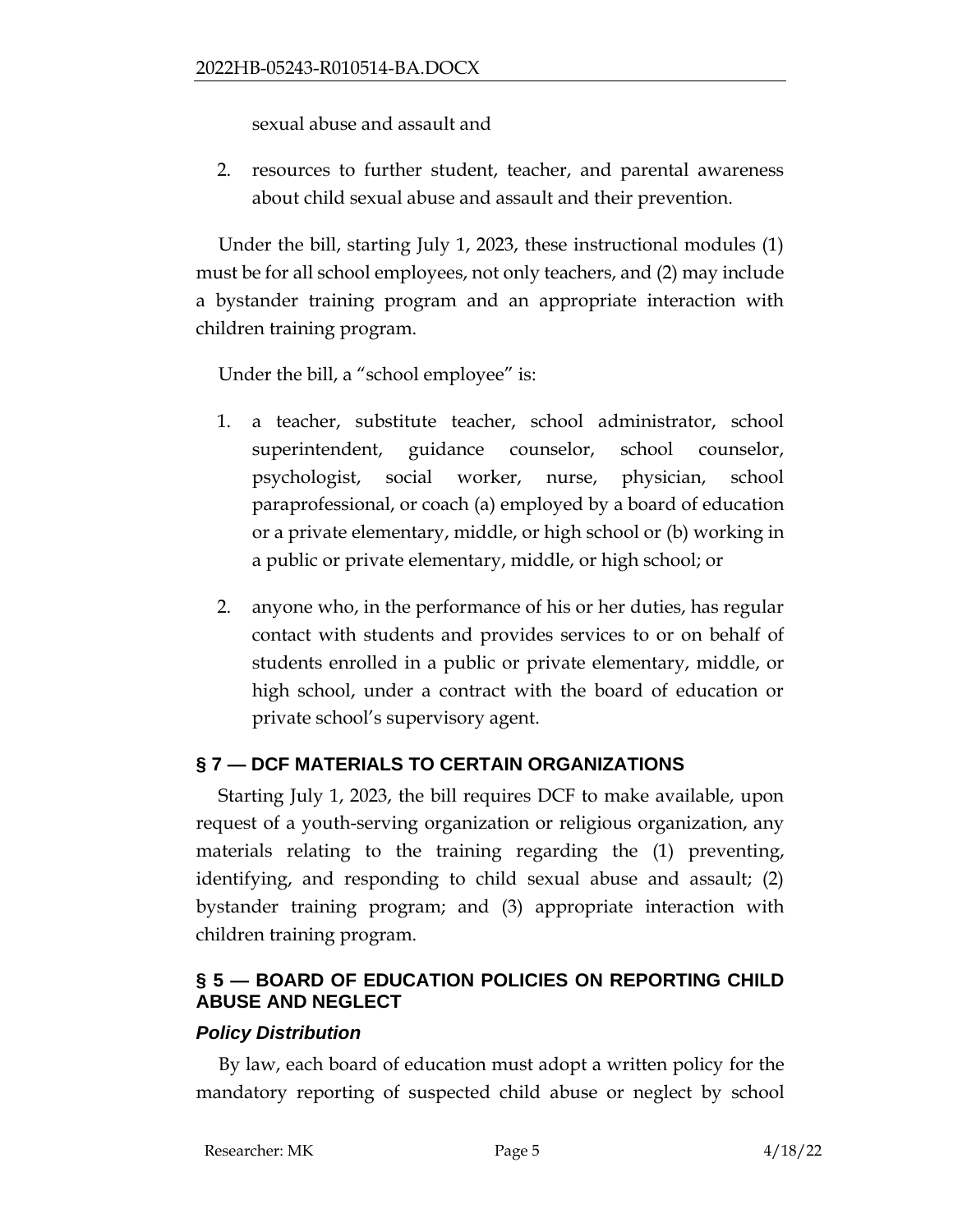sexual abuse and assault and

2. resources to further student, teacher, and parental awareness about child sexual abuse and assault and their prevention.

Under the bill, starting July 1, 2023, these instructional modules (1) must be for all school employees, not only teachers, and (2) may include a bystander training program and an appropriate interaction with children training program.

Under the bill, a "school employee" is:

1. a teacher, substitute teacher, school administrator, school superintendent, guidance counselor, school counselor, psychologist, social worker, nurse, physician, school paraprofessional, or coach (a) employed by a board of education or a private elementary, middle, or high school or (b) working in a public or private elementary, middle, or high school; or

2. anyone who, in the performance of his or her duties, has regular contact with students and provides services to or on behalf of students enrolled in a public or private elementary, middle, or high school, under a contract with the board of education or private school's supervisory agent.

## § 7 — DCF MATERIALS TO CERTAIN ORGANIZATIONS

Starting July 1, 2023, the bill requires DCF to make available, upon request of a youth-serving organization or religious organization, any materials relating to the training regarding the (1) preventing, identifying, and responding to child sexual abuse and assault; (2) bystander training program; and (3) appropriate interaction with children training program.

## § 5 — BOARD OF EDUCATION POLICIES ON REPORTING CHILD ABUSE AND NEGLECT

### *Policy Distribution*

By law, each board of education must adopt a written policy for the mandatory reporting of suspected child abuse or neglect by school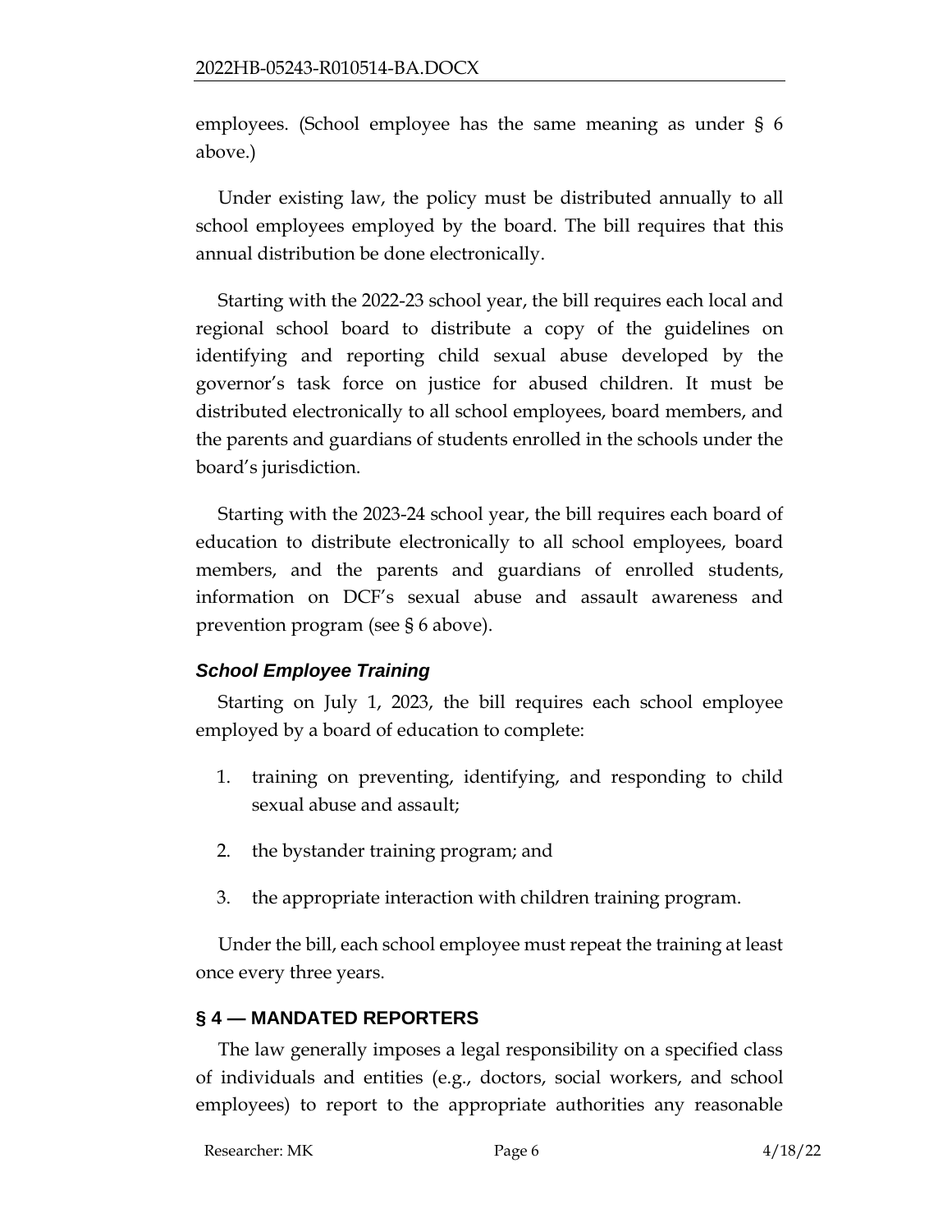employees. (School employee has the same meaning as under § 6 above.)

Under existing law, the policy must be distributed annually to all school employees employed by the board. The bill requires that this annual distribution be done electronically.

Starting with the 2022-23 school year, the bill requires each local and regional school board to distribute a copy of the guidelines on identifying and reporting child sexual abuse developed by the governor's task force on justice for abused children. It must be distributed electronically to all school employees, board members, and the parents and guardians of students enrolled in the schools under the board's jurisdiction.

Starting with the 2023-24 school year, the bill requires each board of education to distribute electronically to all school employees, board members, and the parents and guardians of enrolled students, information on DCF's sexual abuse and assault awareness and prevention program (see § 6 above).

### *School Employee Training*

Starting on July 1, 2023, the bill requires each school employee employed by a board of education to complete:

1. training on preventing, identifying, and responding to child sexual abuse and assault;
2. the bystander training program; and
3. the appropriate interaction with children training program.

Under the bill, each school employee must repeat the training at least once every three years.

## § 4 — MANDATED REPORTERS

The law generally imposes a legal responsibility on a specified class of individuals and entities (e.g., doctors, social workers, and school employees) to report to the appropriate authorities any reasonable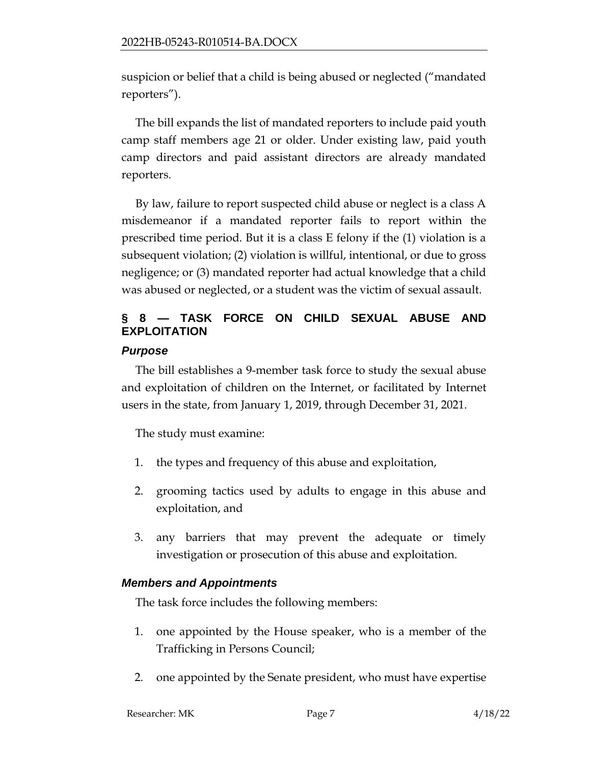suspicion or belief that a child is being abused or neglected ("mandated reporters").

The bill expands the list of mandated reporters to include paid youth camp staff members age 21 or older. Under existing law, paid youth camp directors and paid assistant directors are already mandated reporters.

By law, failure to report suspected child abuse or neglect is a class A misdemeanor if a mandated reporter fails to report within the prescribed time period. But it is a class E felony if the (1) violation is a subsequent violation; (2) violation is willful, intentional, or due to gross negligence; or (3) mandated reporter had actual knowledge that a child was abused or neglected, or a student was the victim of sexual assault.

## § 8 — TASK FORCE ON CHILD SEXUAL ABUSE AND EXPLOITATION

### *Purpose*

The bill establishes a 9-member task force to study the sexual abuse and exploitation of children on the Internet, or facilitated by Internet users in the state, from January 1, 2019, through December 31, 2021.

The study must examine:

1. the types and frequency of this abuse and exploitation,
2. grooming tactics used by adults to engage in this abuse and exploitation, and
3. any barriers that may prevent the adequate or timely investigation or prosecution of this abuse and exploitation.

### *Members and Appointments*

The task force includes the following members:

1. one appointed by the House speaker, who is a member of the Trafficking in Persons Council;
2. one appointed by the Senate president, who must have expertise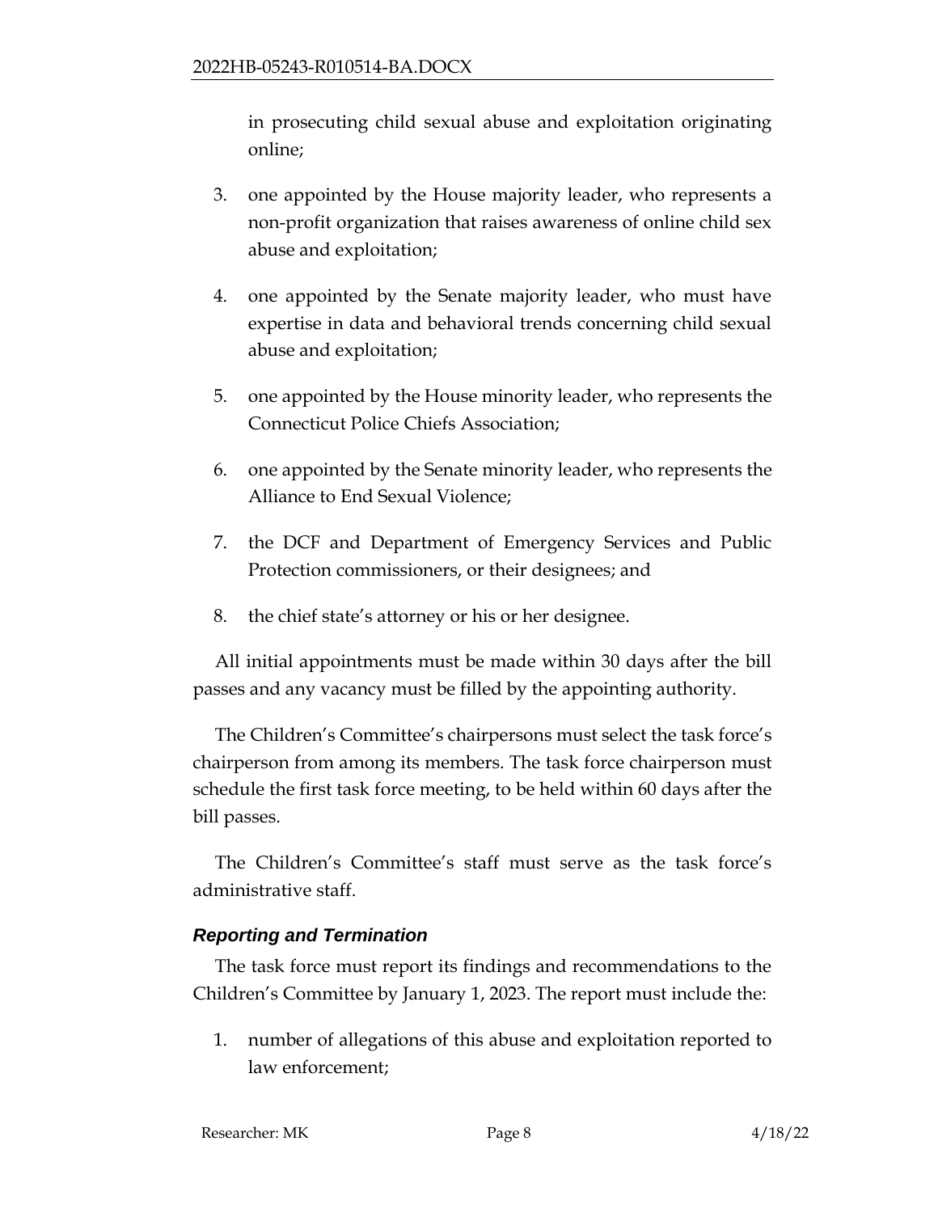in prosecuting child sexual abuse and exploitation originating online;

3. one appointed by the House majority leader, who represents a non-profit organization that raises awareness of online child sex abuse and exploitation;
4. one appointed by the Senate majority leader, who must have expertise in data and behavioral trends concerning child sexual abuse and exploitation;
5. one appointed by the House minority leader, who represents the Connecticut Police Chiefs Association;
6. one appointed by the Senate minority leader, who represents the Alliance to End Sexual Violence;
7. the DCF and Department of Emergency Services and Public Protection commissioners, or their designees; and
8. the chief state's attorney or his or her designee.

All initial appointments must be made within 30 days after the bill passes and any vacancy must be filled by the appointing authority.

The Children's Committee's chairpersons must select the task force's chairperson from among its members. The task force chairperson must schedule the first task force meeting, to be held within 60 days after the bill passes.

The Children's Committee's staff must serve as the task force's administrative staff.

### *Reporting and Termination*

The task force must report its findings and recommendations to the Children's Committee by January 1, 2023. The report must include the:

1. number of allegations of this abuse and exploitation reported to law enforcement;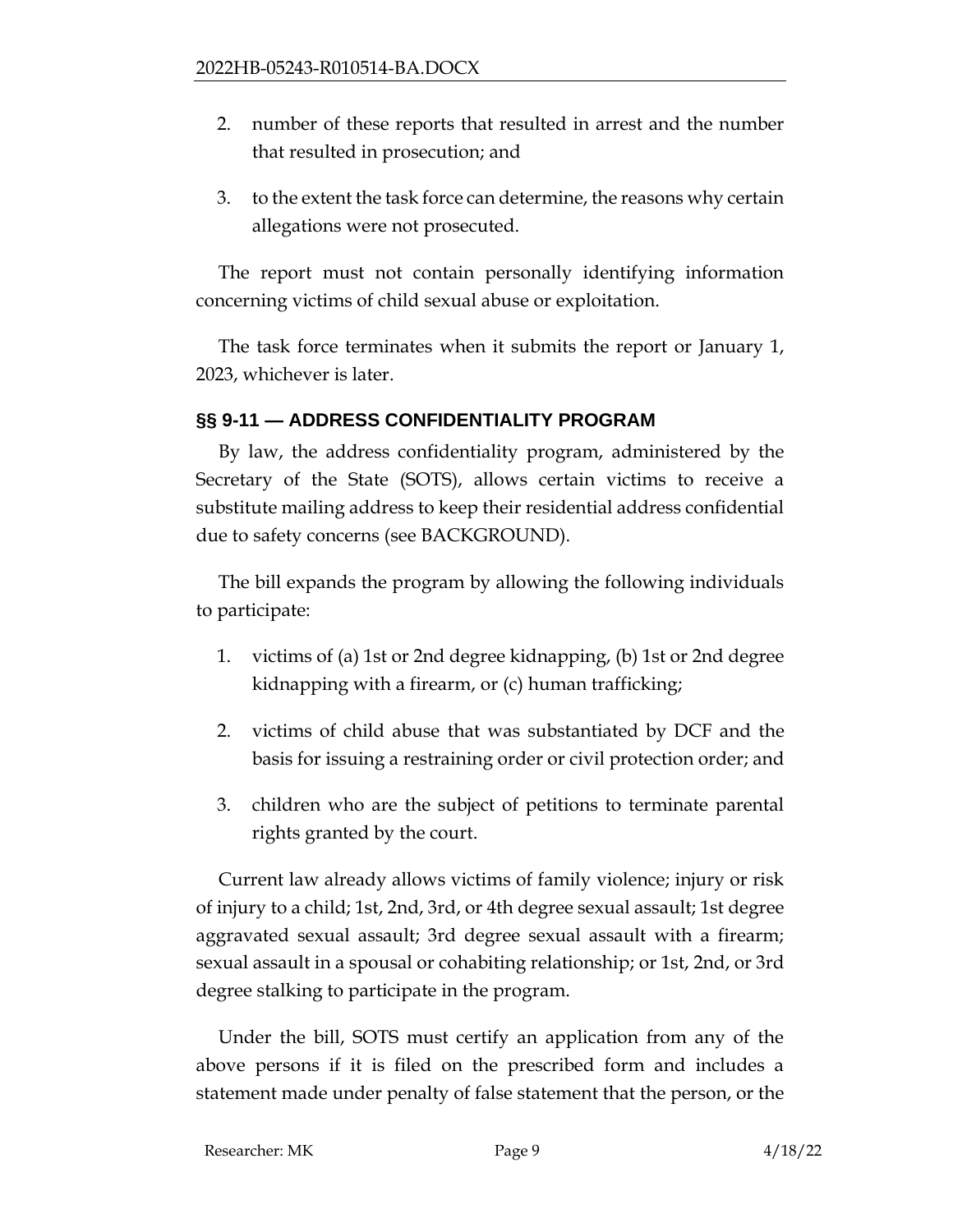2. number of these reports that resulted in arrest and the number that resulted in prosecution; and

3. to the extent the task force can determine, the reasons why certain allegations were not prosecuted.

The report must not contain personally identifying information concerning victims of child sexual abuse or exploitation.

The task force terminates when it submits the report or January 1, 2023, whichever is later.

## §§ 9-11 — ADDRESS CONFIDENTIALITY PROGRAM

By law, the address confidentiality program, administered by the Secretary of the State (SOTS), allows certain victims to receive a substitute mailing address to keep their residential address confidential due to safety concerns (see BACKGROUND).

The bill expands the program by allowing the following individuals to participate:

1. victims of (a) 1st or 2nd degree kidnapping, (b) 1st or 2nd degree kidnapping with a firearm, or (c) human trafficking;

2. victims of child abuse that was substantiated by DCF and the basis for issuing a restraining order or civil protection order; and

3. children who are the subject of petitions to terminate parental rights granted by the court.

Current law already allows victims of family violence; injury or risk of injury to a child; 1st, 2nd, 3rd, or 4th degree sexual assault; 1st degree aggravated sexual assault; 3rd degree sexual assault with a firearm; sexual assault in a spousal or cohabiting relationship; or 1st, 2nd, or 3rd degree stalking to participate in the program.

Under the bill, SOTS must certify an application from any of the above persons if it is filed on the prescribed form and includes a statement made under penalty of false statement that the person, or the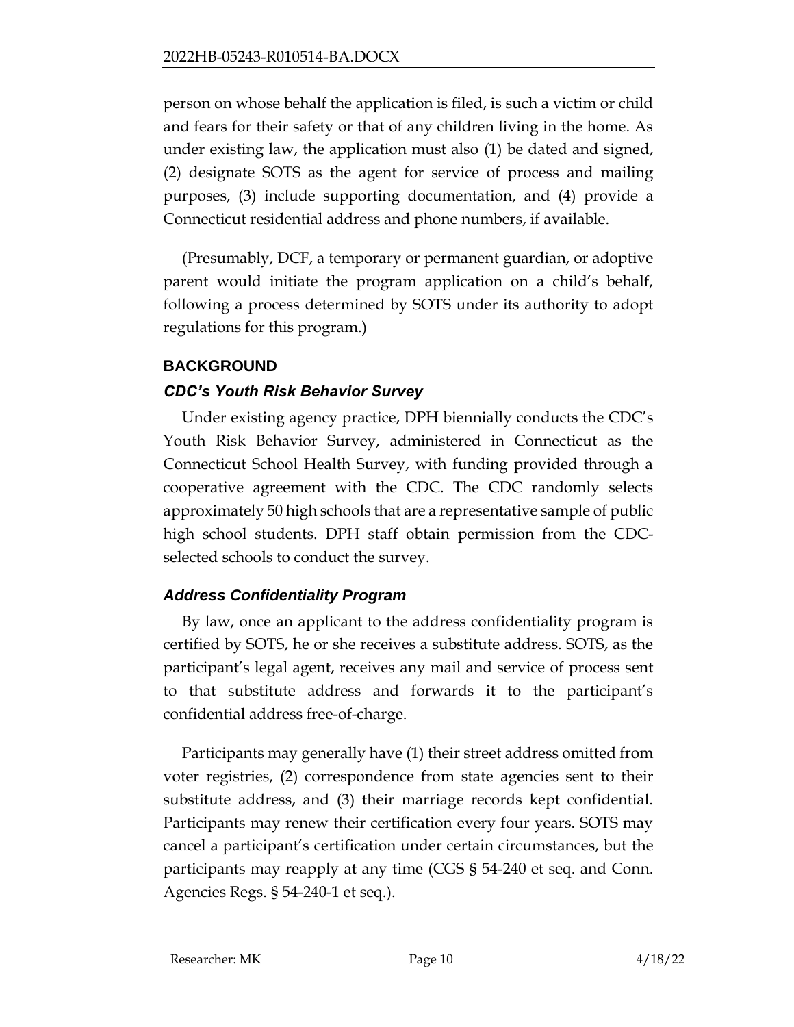person on whose behalf the application is filed, is such a victim or child and fears for their safety or that of any children living in the home. As under existing law, the application must also (1) be dated and signed, (2) designate SOTS as the agent for service of process and mailing purposes, (3) include supporting documentation, and (4) provide a Connecticut residential address and phone numbers, if available.

(Presumably, DCF, a temporary or permanent guardian, or adoptive parent would initiate the program application on a child's behalf, following a process determined by SOTS under its authority to adopt regulations for this program.)

## BACKGROUND

### *CDC's Youth Risk Behavior Survey*

Under existing agency practice, DPH biennially conducts the CDC's Youth Risk Behavior Survey, administered in Connecticut as the Connecticut School Health Survey, with funding provided through a cooperative agreement with the CDC. The CDC randomly selects approximately 50 high schools that are a representative sample of public high school students. DPH staff obtain permission from the CDC-selected schools to conduct the survey.

### *Address Confidentiality Program*

By law, once an applicant to the address confidentiality program is certified by SOTS, he or she receives a substitute address. SOTS, as the participant's legal agent, receives any mail and service of process sent to that substitute address and forwards it to the participant's confidential address free-of-charge.

Participants may generally have (1) their street address omitted from voter registries, (2) correspondence from state agencies sent to their substitute address, and (3) their marriage records kept confidential. Participants may renew their certification every four years. SOTS may cancel a participant's certification under certain circumstances, but the participants may reapply at any time (CGS § 54-240 et seq. and Conn. Agencies Regs. § 54-240-1 et seq.).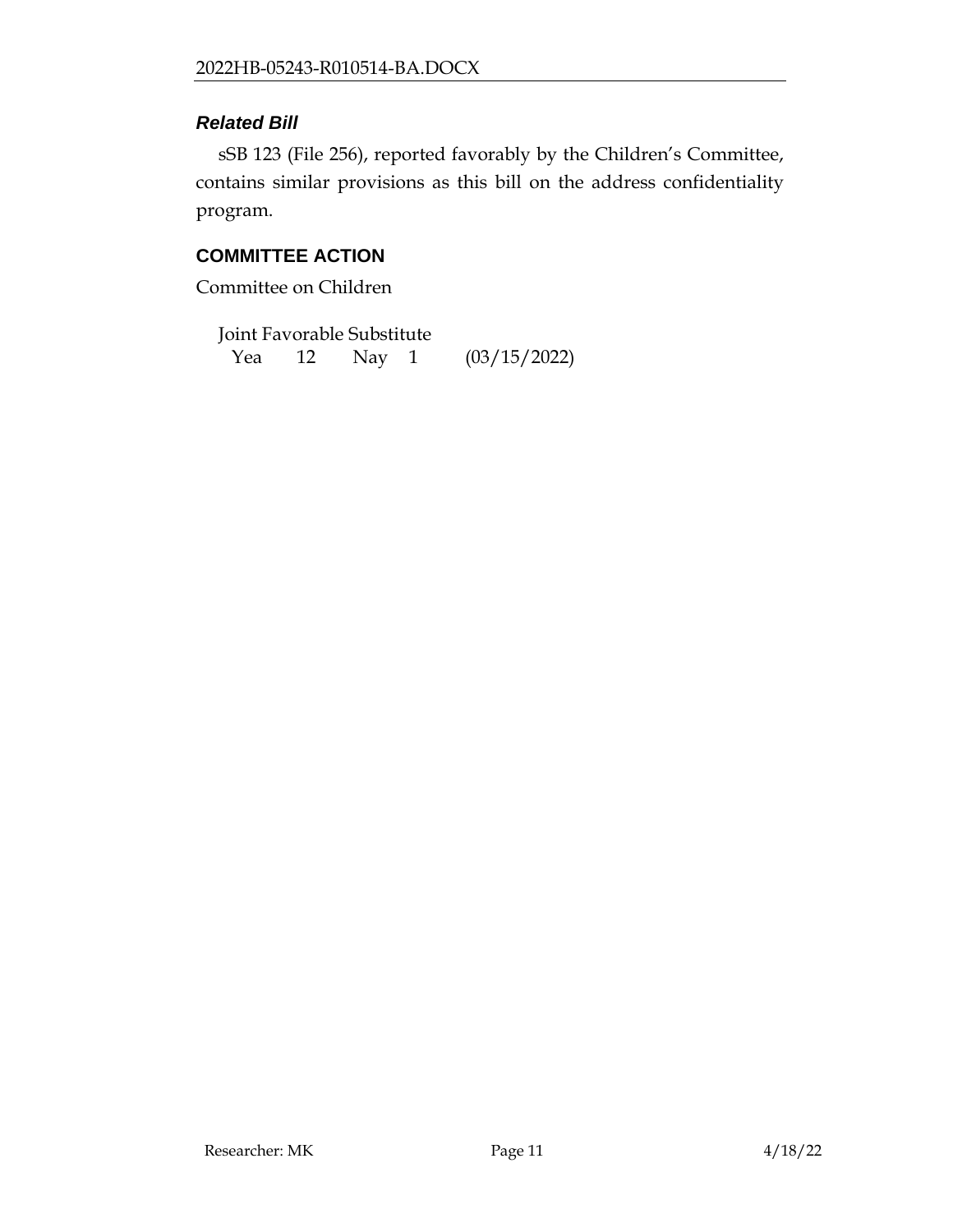### *Related Bill*

sSB 123 (File 256), reported favorably by the Children's Committee, contains similar provisions as this bill on the address confidentiality program.

## COMMITTEE ACTION

Committee on Children

Joint Favorable Substitute

| | | | | |
|---|---|---|---|---|
| Yea | 12 | Nay | 1 | (03/15/2022) |